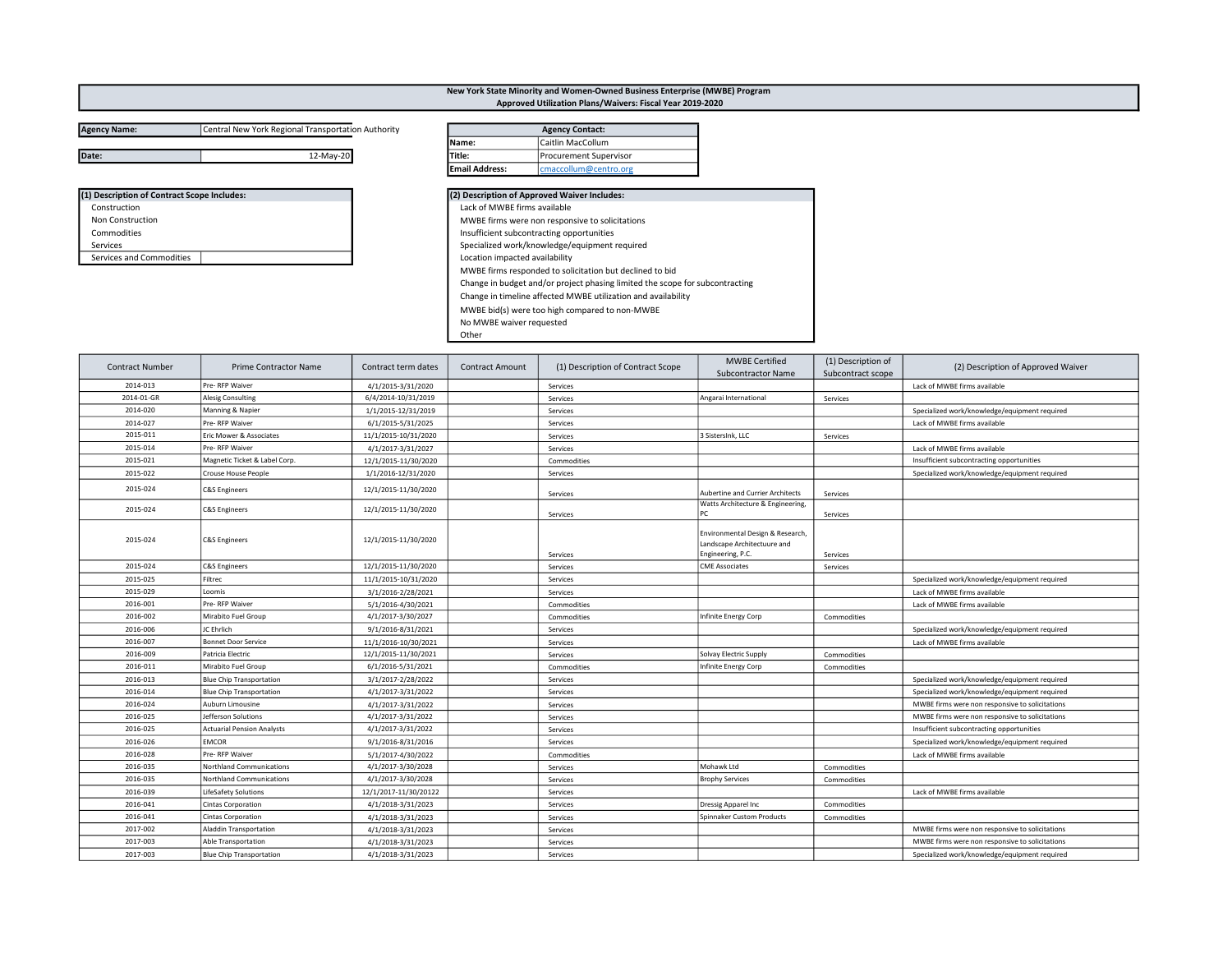# New York State Minority and Women-Owned Business Enterprise (MWBE) Program
## Approved Utilization Plans/Waivers: Fiscal Year 2019-2020

| | |
|---|---|
| **Agency Name:** | Central New York Regional Transportation Authority |
| **Date:** | 12-May-20 |

| **Agency Contact:** | |
|---|---|
| **Name:** | Caitlin MacCollum |
| **Title:** | Procurement Supervisor |
| **Email Address:** | cmaccollum@centro.org |

**(1) Description of Contract Scope Includes:**
- Construction
- Non Construction
- Commodities
- Services
- Services and Commodities

**(2) Description of Approved Waiver Includes:**
- Lack of MWBE firms available
- MWBE firms were non responsive to solicitations
- Insufficient subcontracting opportunities
- Specialized work/knowledge/equipment required
- Location impacted availability
- MWBE firms responded to solicitation but declined to bid
- Change in budget and/or project phasing limited the scope for subcontracting
- Change in timeline affected MWBE utilization and availability
- MWBE bid(s) were too high compared to non-MWBE
- No MWBE waiver requested
- Other

| Contract Number | Prime Contractor Name | Contract term dates | Contract Amount | (1) Description of Contract Scope | MWBE Certified Subcontractor Name | (1) Description of Subcontract scope | (2) Description of Approved Waiver |
|---|---|---|---|---|---|---|---|
| 2014-013 | Pre- RFP Waiver | 4/1/2015-3/31/2020 | | Services | | | Lack of MWBE firms available |
| 2014-01-GR | Alesig Consulting | 6/4/2014-10/31/2019 | | Services | Angarai International | Services | |
| 2014-020 | Manning & Napier | 1/1/2015-12/31/2019 | | Services | | | Specialized work/knowledge/equipment required |
| 2014-027 | Pre- RFP Waiver | 6/1/2015-5/31/2025 | | Services | | | Lack of MWBE firms available |
| 2015-011 | Eric Mower & Associates | 11/1/2015-10/31/2020 | | Services | 3 SistersInk, LLC | Services | |
| 2015-014 | Pre- RFP Waiver | 4/1/2017-3/31/2027 | | Services | | | Lack of MWBE firms available |
| 2015-021 | Magnetic Ticket & Label Corp. | 12/1/2015-11/30/2020 | | Commodities | | | Insufficient subcontracting opportunities |
| 2015-022 | Crouse House People | 1/1/2016-12/31/2020 | | Services | | | Specialized work/knowledge/equipment required |
| 2015-024 | C&S Engineers | 12/1/2015-11/30/2020 | | Services | Aubertine and Currier Architects | Services | |
| 2015-024 | C&S Engineers | 12/1/2015-11/30/2020 | | Services | Watts Architecture & Engineering, PC | Services | |
| 2015-024 | C&S Engineers | 12/1/2015-11/30/2020 | | Services | Environmental Design & Research, Landscape Architectuure and Engineering, P.C. | Services | |
| 2015-024 | C&S Engineers | 12/1/2015-11/30/2020 | | Services | CME Associates | Services | |
| 2015-025 | Filtrec | 11/1/2015-10/31/2020 | | Services | | | Specialized work/knowledge/equipment required |
| 2015-029 | Loomis | 3/1/2016-2/28/2021 | | Services | | | Lack of MWBE firms available |
| 2016-001 | Pre- RFP Waiver | 5/1/2016-4/30/2021 | | Commodities | | | Lack of MWBE firms available |
| 2016-002 | Mirabito Fuel Group | 4/1/2017-3/30/2027 | | Commodities | Infinite Energy Corp | Commodities | |
| 2016-006 | JC Ehrlich | 9/1/2016-8/31/2021 | | Services | | | Specialized work/knowledge/equipment required |
| 2016-007 | Bonnet Door Service | 11/1/2016-10/30/2021 | | Services | | | Lack of MWBE firms available |
| 2016-009 | Patricia Electric | 12/1/2015-11/30/2021 | | Services | Solvay Electric Supply | Commodities | |
| 2016-011 | Mirabito Fuel Group | 6/1/2016-5/31/2021 | | Commodities | Infinite Energy Corp | Commodities | |
| 2016-013 | Blue Chip Transportation | 3/1/2017-2/28/2022 | | Services | | | Specialized work/knowledge/equipment required |
| 2016-014 | Blue Chip Transportation | 4/1/2017-3/31/2022 | | Services | | | Specialized work/knowledge/equipment required |
| 2016-024 | Auburn Limousine | 4/1/2017-3/31/2022 | | Services | | | MWBE firms were non responsive to solicitations |
| 2016-025 | Jefferson Solutions | 4/1/2017-3/31/2022 | | Services | | | MWBE firms were non responsive to solicitations |
| 2016-025 | Actuarial Pension Analysts | 4/1/2017-3/31/2022 | | Services | | | Insufficient subcontracting opportunities |
| 2016-026 | EMCOR | 9/1/2016-8/31/2016 | | Services | | | Specialized work/knowledge/equipment required |
| 2016-028 | Pre- RFP Waiver | 5/1/2017-4/30/2022 | | Commodities | | | Lack of MWBE firms available |
| 2016-035 | Northland Communications | 4/1/2017-3/30/2028 | | Services | Mohawk Ltd | Commodities | |
| 2016-035 | Northland Communications | 4/1/2017-3/30/2028 | | Services | Brophy Services | Commodities | |
| 2016-039 | LifeSafety Solutions | 12/1/2017-11/30/20122 | | Services | | | Lack of MWBE firms available |
| 2016-041 | Cintas Corporation | 4/1/2018-3/31/2023 | | Services | Dressig Apparel Inc | Commodities | |
| 2016-041 | Cintas Corporation | 4/1/2018-3/31/2023 | | Services | Spinnaker Custom Products | Commodities | |
| 2017-002 | Aladdin Transportation | 4/1/2018-3/31/2023 | | Services | | | MWBE firms were non responsive to solicitations |
| 2017-003 | Able Transportation | 4/1/2018-3/31/2023 | | Services | | | MWBE firms were non responsive to solicitations |
| 2017-003 | Blue Chip Transportation | 4/1/2018-3/31/2023 | | Services | | | Specialized work/knowledge/equipment required |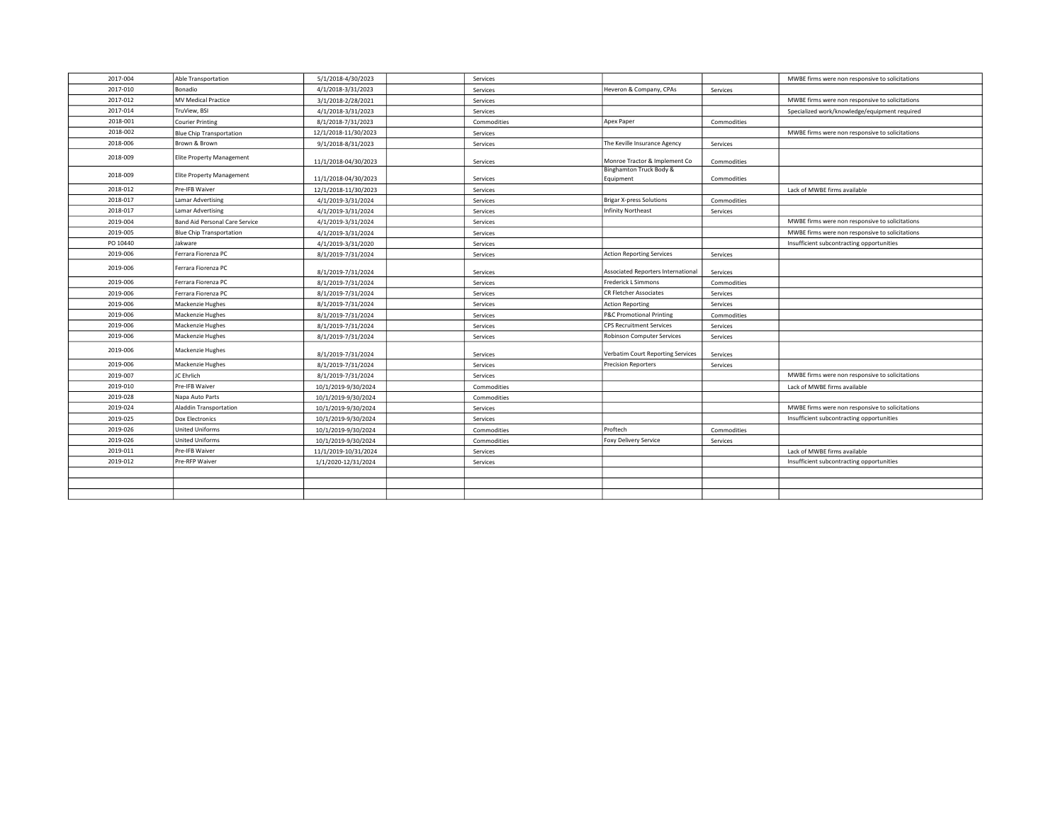| | | | | | | | |
|---|---|---|---|---|---|---|---|
| 2017-004 | Able Transportation | 5/1/2018-4/30/2023 | | Services | | | MWBE firms were non responsive to solicitations |
| 2017-010 | Bonadio | 4/1/2018-3/31/2023 | | Services | Heveron & Company, CPAs | Services | |
| 2017-012 | MV Medical Practice | 3/1/2018-2/28/2021 | | Services | | | MWBE firms were non responsive to solicitations |
| 2017-014 | TruView, BSI | 4/1/2018-3/31/2023 | | Services | | | Specialized work/knowledge/equipment required |
| 2018-001 | Courier Printing | 8/1/2018-7/31/2023 | | Commodities | Apex Paper | Commodities | |
| 2018-002 | Blue Chip Transportation | 12/1/2018-11/30/2023 | | Services | | | MWBE firms were non responsive to solicitations |
| 2018-006 | Brown & Brown | 9/1/2018-8/31/2023 | | Services | The Keville Insurance Agency | Services | |
| 2018-009 | Elite Property Management | 11/1/2018-04/30/2023 | | Services | Monroe Tractor & Implement Co | Commodities | |
| 2018-009 | Elite Property Management | 11/1/2018-04/30/2023 | | Services | Binghamton Truck Body & Equipment | Commodities | |
| 2018-012 | Pre-IFB Waiver | 12/1/2018-11/30/2023 | | Services | | | Lack of MWBE firms available |
| 2018-017 | Lamar Advertising | 4/1/2019-3/31/2024 | | Services | Brigar X-press Solutions | Commodities | |
| 2018-017 | Lamar Advertising | 4/1/2019-3/31/2024 | | Services | Infinity Northeast | Services | |
| 2019-004 | Band Aid Personal Care Service | 4/1/2019-3/31/2024 | | Services | | | MWBE firms were non responsive to solicitations |
| 2019-005 | Blue Chip Transportation | 4/1/2019-3/31/2024 | | Services | | | MWBE firms were non responsive to solicitations |
| PO 10440 | Jakware | 4/1/2019-3/31/2020 | | Services | | | Insufficient subcontracting opportunities |
| 2019-006 | Ferrara Fiorenza PC | 8/1/2019-7/31/2024 | | Services | Action Reporting Services | Services | |
| 2019-006 | Ferrara Fiorenza PC | 8/1/2019-7/31/2024 | | Services | Associated Reporters International | Services | |
| 2019-006 | Ferrara Fiorenza PC | 8/1/2019-7/31/2024 | | Services | Frederick L Simmons | Commodities | |
| 2019-006 | Ferrara Fiorenza PC | 8/1/2019-7/31/2024 | | Services | CR Fletcher Associates | Services | |
| 2019-006 | Mackenzie Hughes | 8/1/2019-7/31/2024 | | Services | Action Reporting | Services | |
| 2019-006 | Mackenzie Hughes | 8/1/2019-7/31/2024 | | Services | P&C Promotional Printing | Commodities | |
| 2019-006 | Mackenzie Hughes | 8/1/2019-7/31/2024 | | Services | CPS Recruitment Services | Services | |
| 2019-006 | Mackenzie Hughes | 8/1/2019-7/31/2024 | | Services | Robinson Computer Services | Services | |
| 2019-006 | Mackenzie Hughes | 8/1/2019-7/31/2024 | | Services | Verbatim Court Reporting Services | Services | |
| 2019-006 | Mackenzie Hughes | 8/1/2019-7/31/2024 | | Services | Precision Reporters | Services | |
| 2019-007 | JC Ehrlich | 8/1/2019-7/31/2024 | | Services | | | MWBE firms were non responsive to solicitations |
| 2019-010 | Pre-IFB Waiver | 10/1/2019-9/30/2024 | | Commodities | | | Lack of MWBE firms available |
| 2019-028 | Napa Auto Parts | 10/1/2019-9/30/2024 | | Commodities | | | |
| 2019-024 | Aladdin Transportation | 10/1/2019-9/30/2024 | | Services | | | MWBE firms were non responsive to solicitations |
| 2019-025 | Dox Electronics | 10/1/2019-9/30/2024 | | Services | | | Insufficient subcontracting opportunities |
| 2019-026 | United Uniforms | 10/1/2019-9/30/2024 | | Commodities | Proftech | Commodities | |
| 2019-026 | United Uniforms | 10/1/2019-9/30/2024 | | Commodities | Foxy Delivery Service | Services | |
| 2019-011 | Pre-IFB Waiver | 11/1/2019-10/31/2024 | | Services | | | Lack of MWBE firms available |
| 2019-012 | Pre-RFP Waiver | 1/1/2020-12/31/2024 | | Services | | | Insufficient subcontracting opportunities |
| | | | | | | | |
| | | | | | | | |
| | | | | | | | |